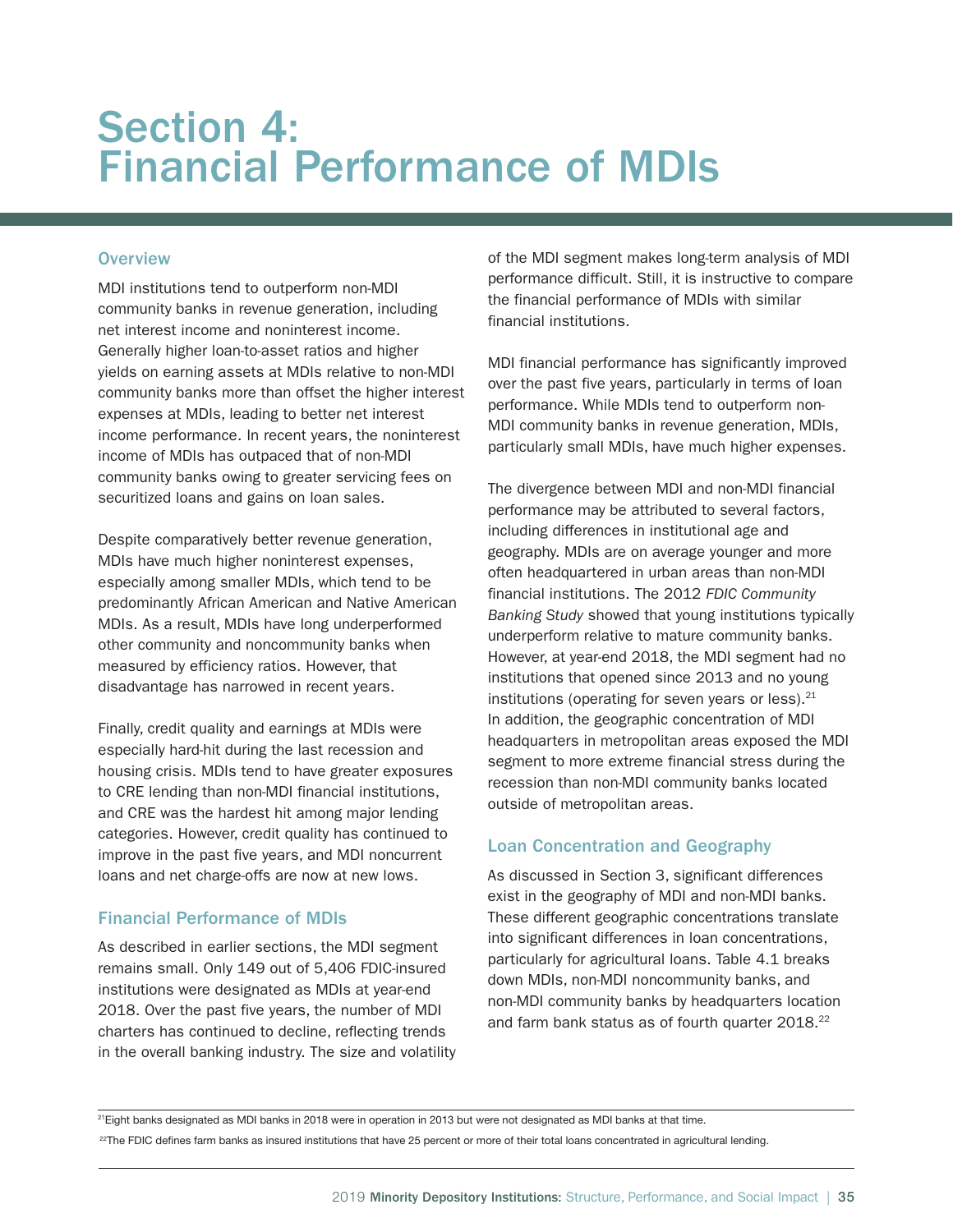# Section 4: Financial Performance of MDIs

## Overview

MDI institutions tend to outperform non-MDI community banks in revenue generation, including net interest income and noninterest income. Generally higher loan-to-asset ratios and higher yields on earning assets at MDIs relative to non-MDI community banks more than offset the higher interest expenses at MDIs, leading to better net interest income performance. In recent years, the noninterest income of MDIs has outpaced that of non-MDI community banks owing to greater servicing fees on securitized loans and gains on loan sales.

Despite comparatively better revenue generation, MDIs have much higher noninterest expenses, especially among smaller MDIs, which tend to be predominantly African American and Native American MDIs. As a result, MDIs have long underperformed other community and noncommunity banks when measured by efficiency ratios. However, that disadvantage has narrowed in recent years.

Finally, credit quality and earnings at MDIs were especially hard-hit during the last recession and housing crisis. MDIs tend to have greater exposures to CRE lending than non-MDI financial institutions, and CRE was the hardest hit among major lending categories. However, credit quality has continued to improve in the past five years, and MDI noncurrent loans and net charge-offs are now at new lows.

## Financial Performance of MDIs

As described in earlier sections, the MDI segment remains small. Only 149 out of 5,406 FDIC-insured institutions were designated as MDIs at year-end 2018. Over the past five years, the number of MDI charters has continued to decline, reflecting trends in the overall banking industry. The size and volatility of the MDI segment makes long-term analysis of MDI performance difficult. Still, it is instructive to compare the financial performance of MDIs with similar financial institutions.

MDI financial performance has significantly improved over the past five years, particularly in terms of loan performance. While MDIs tend to outperform non-MDI community banks in revenue generation, MDIs, particularly small MDIs, have much higher expenses.

The divergence between MDI and non-MDI financial performance may be attributed to several factors, including differences in institutional age and geography. MDIs are on average younger and more often headquartered in urban areas than non-MDI financial institutions. The 2012 *FDIC Community Banking Study* showed that young institutions typically underperform relative to mature community banks. However, at year-end 2018, the MDI segment had no institutions that opened since 2013 and no young institutions (operating for seven years or less).[21] In addition, the geographic concentration of MDI headquarters in metropolitan areas exposed the MDI segment to more extreme financial stress during the recession than non-MDI community banks located outside of metropolitan areas.

## Loan Concentration and Geography

As discussed in Section 3, significant differences exist in the geography of MDI and non-MDI banks. These different geographic concentrations translate into significant differences in loan concentrations, particularly for agricultural loans. Table 4.1 breaks down MDIs, non-MDI noncommunity banks, and non-MDI community banks by headquarters location and farm bank status as of fourth quarter 2018.[22]

---

[21] Eight banks designated as MDI banks in 2018 were in operation in 2013 but were not designated as MDI banks at that time.

[22] The FDIC defines farm banks as insured institutions that have 25 percent or more of their total loans concentrated in agricultural lending.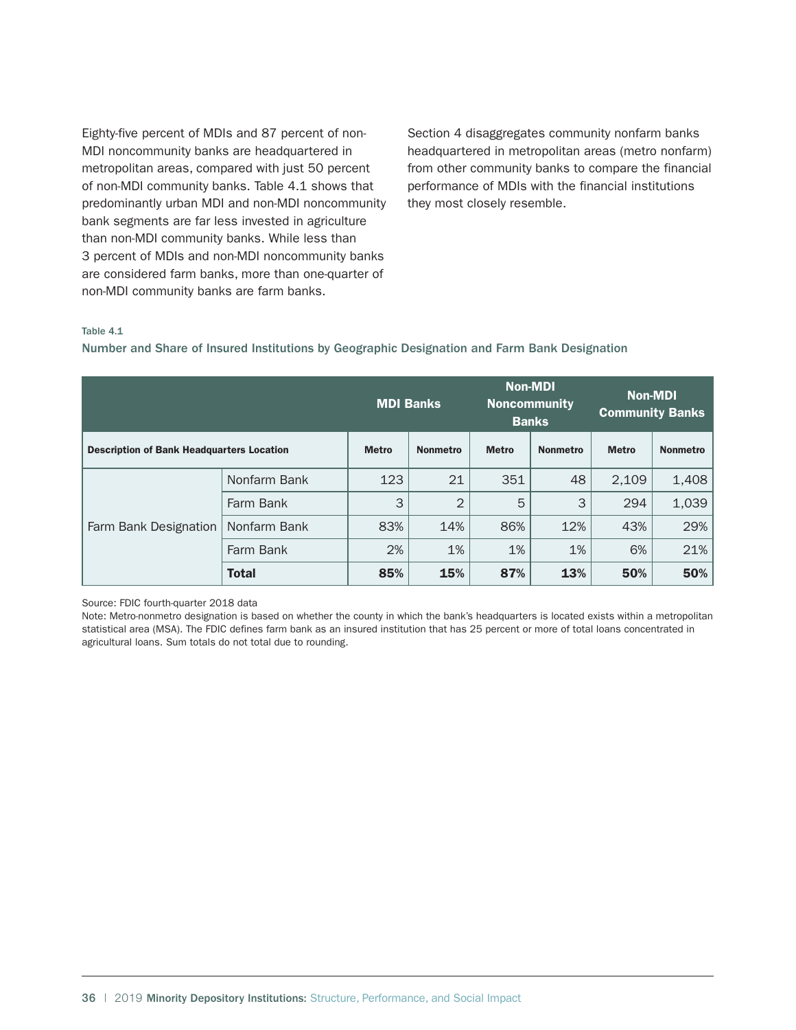Eighty-five percent of MDIs and 87 percent of non-MDI noncommunity banks are headquartered in metropolitan areas, compared with just 50 percent of non-MDI community banks. Table 4.1 shows that predominantly urban MDI and non-MDI noncommunity bank segments are far less invested in agriculture than non-MDI community banks. While less than 3 percent of MDIs and non-MDI noncommunity banks are considered farm banks, more than one-quarter of non-MDI community banks are farm banks.

Section 4 disaggregates community nonfarm banks headquartered in metropolitan areas (metro nonfarm) from other community banks to compare the financial performance of MDIs with the financial institutions they most closely resemble.

Table 4.1

Number and Share of Insured Institutions by Geographic Designation and Farm Bank Designation

| | | MDI Banks | | Non-MDI Noncommunity Banks | | Non-MDI Community Banks | |
|---|---|---|---|---|---|---|---|
| **Description of Bank Headquarters Location** | | **Metro** | **Nonmetro** | **Metro** | **Nonmetro** | **Metro** | **Nonmetro** |
| Farm Bank Designation | Nonfarm Bank | 123 | 21 | 351 | 48 | 2,109 | 1,408 |
| | Farm Bank | 3 | 2 | 5 | 3 | 294 | 1,039 |
| | Nonfarm Bank | 83% | 14% | 86% | 12% | 43% | 29% |
| | Farm Bank | 2% | 1% | 1% | 1% | 6% | 21% |
| | **Total** | **85%** | **15%** | **87%** | **13%** | **50%** | **50%** |

Source: FDIC fourth-quarter 2018 data

Note: Metro-nonmetro designation is based on whether the county in which the bank's headquarters is located exists within a metropolitan statistical area (MSA). The FDIC defines farm bank as an insured institution that has 25 percent or more of total loans concentrated in agricultural loans. Sum totals do not total due to rounding.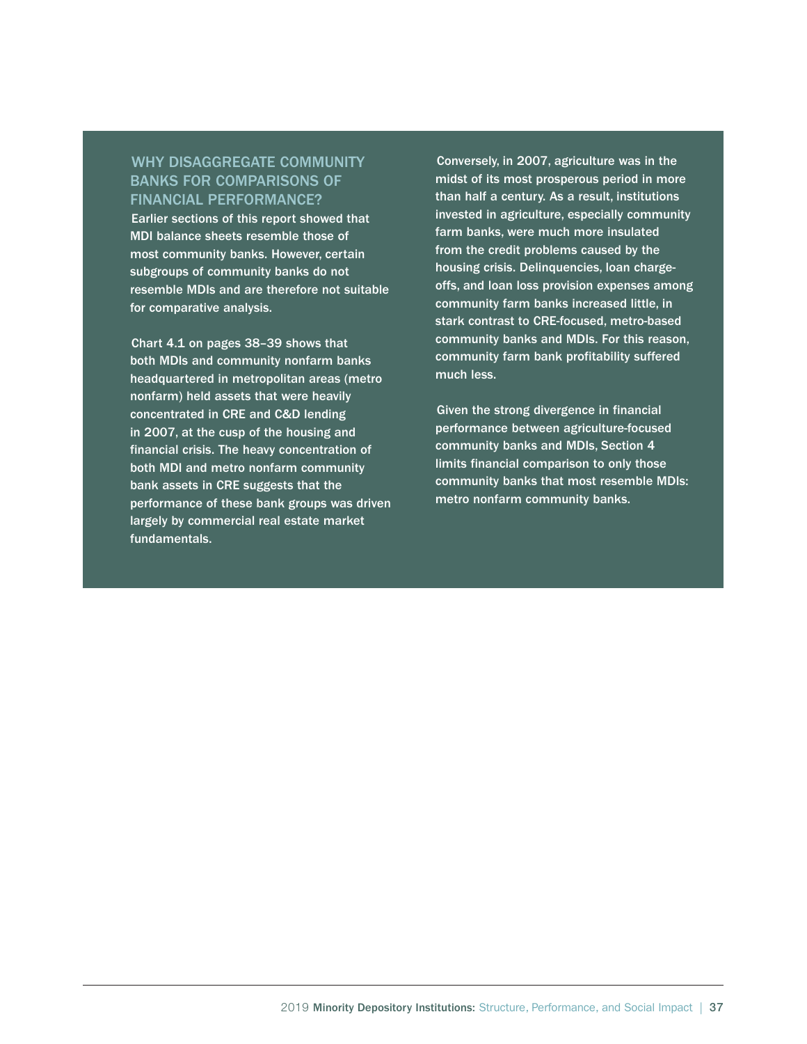## WHY DISAGGREGATE COMMUNITY BANKS FOR COMPARISONS OF FINANCIAL PERFORMANCE?

Earlier sections of this report showed that MDI balance sheets resemble those of most community banks. However, certain subgroups of community banks do not resemble MDIs and are therefore not suitable for comparative analysis.

Chart 4.1 on pages 38–39 shows that both MDIs and community nonfarm banks headquartered in metropolitan areas (metro nonfarm) held assets that were heavily concentrated in CRE and C&D lending in 2007, at the cusp of the housing and financial crisis. The heavy concentration of both MDI and metro nonfarm community bank assets in CRE suggests that the performance of these bank groups was driven largely by commercial real estate market fundamentals.

Conversely, in 2007, agriculture was in the midst of its most prosperous period in more than half a century. As a result, institutions invested in agriculture, especially community farm banks, were much more insulated from the credit problems caused by the housing crisis. Delinquencies, loan charge-offs, and loan loss provision expenses among community farm banks increased little, in stark contrast to CRE-focused, metro-based community banks and MDIs. For this reason, community farm bank profitability suffered much less.

Given the strong divergence in financial performance between agriculture-focused community banks and MDIs, Section 4 limits financial comparison to only those community banks that most resemble MDIs: metro nonfarm community banks.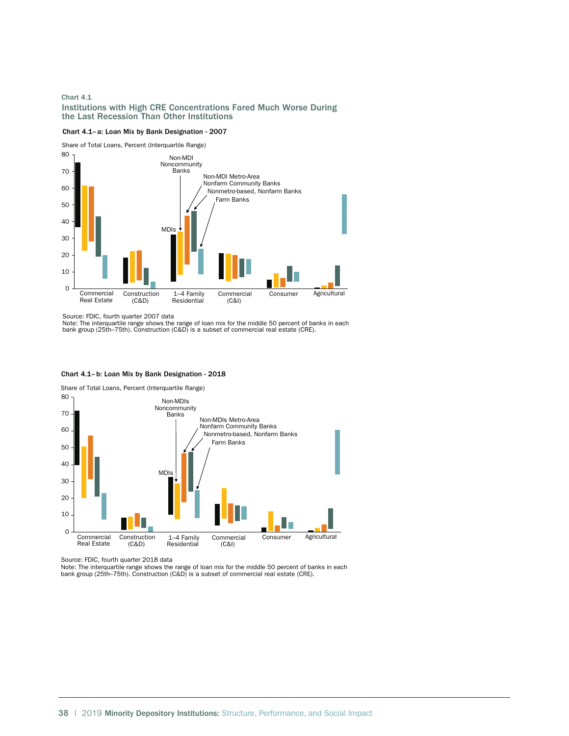Chart 4.1

## Institutions with High CRE Concentrations Fared Much Worse During the Last Recession Than Other Institutions

**Chart 4.1– a: Loan Mix by Bank Designation - 2007**

Share of Total Loans, Percent (Interquartile Range)

80
70
60
50
40
30
20
10
0

Non-MDI Noncommunity Banks
Non-MDI Metro-Area Nonfarm Community Banks
Nonmetro-based, Nonfarm Banks
Farm Banks
MDIs

Commercial Real Estate
Construction (C&D)
1–4 Family Residential
Commercial (C&I)
Consumer
Agricultural

Source: FDIC, fourth quarter 2007 data
Note: The interquartile range shows the range of loan mix for the middle 50 percent of banks in each bank group (25th–75th). Construction (C&D) is a subset of commercial real estate (CRE).

**Chart 4.1– b: Loan Mix by Bank Designation - 2018**

Share of Total Loans, Percent (Interquartile Range)

80
70
60
50
40
30
20
10
0

Non-MDIs Noncommunity Banks
Non-MDIs Metro-Area Nonfarm Community Banks
Nonmetro-based, Nonfarm Banks
Farm Banks
MDIs

Commercial Real Estate
Construction (C&D)
1–4 Family Residential
Commercial (C&I)
Consumer
Agricultural

Source: FDIC, fourth quarter 2018 data
Note: The interquartile range shows the range of loan mix for the middle 50 percent of banks in each bank group (25th–75th). Construction (C&D) is a subset of commercial real estate (CRE).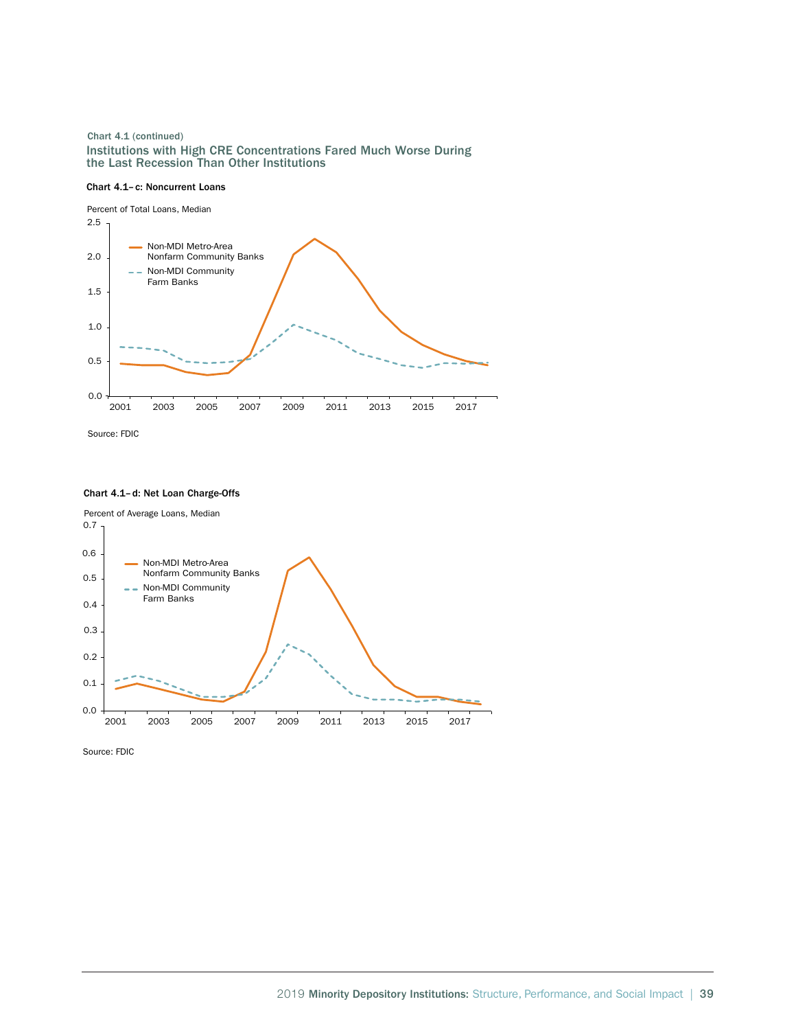Chart 4.1 (continued)

## Institutions with High CRE Concentrations Fared Much Worse During the Last Recession Than Other Institutions

**Chart 4.1– c: Noncurrent Loans**

Percent of Total Loans, Median

2.5
2.0
1.5
1.0
0.5
0.0

2001 2003 2005 2007 2009 2011 2013 2015 2017

Non-MDI Metro-Area Nonfarm Community Banks

Non-MDI Community Farm Banks

Source: FDIC

**Chart 4.1– d: Net Loan Charge-Offs**

Percent of Average Loans, Median

0.7
0.6
0.5
0.4
0.3
0.2
0.1
0.0

2001 2003 2005 2007 2009 2011 2013 2015 2017

Non-MDI Metro-Area Nonfarm Community Banks

Non-MDI Community Farm Banks

Source: FDIC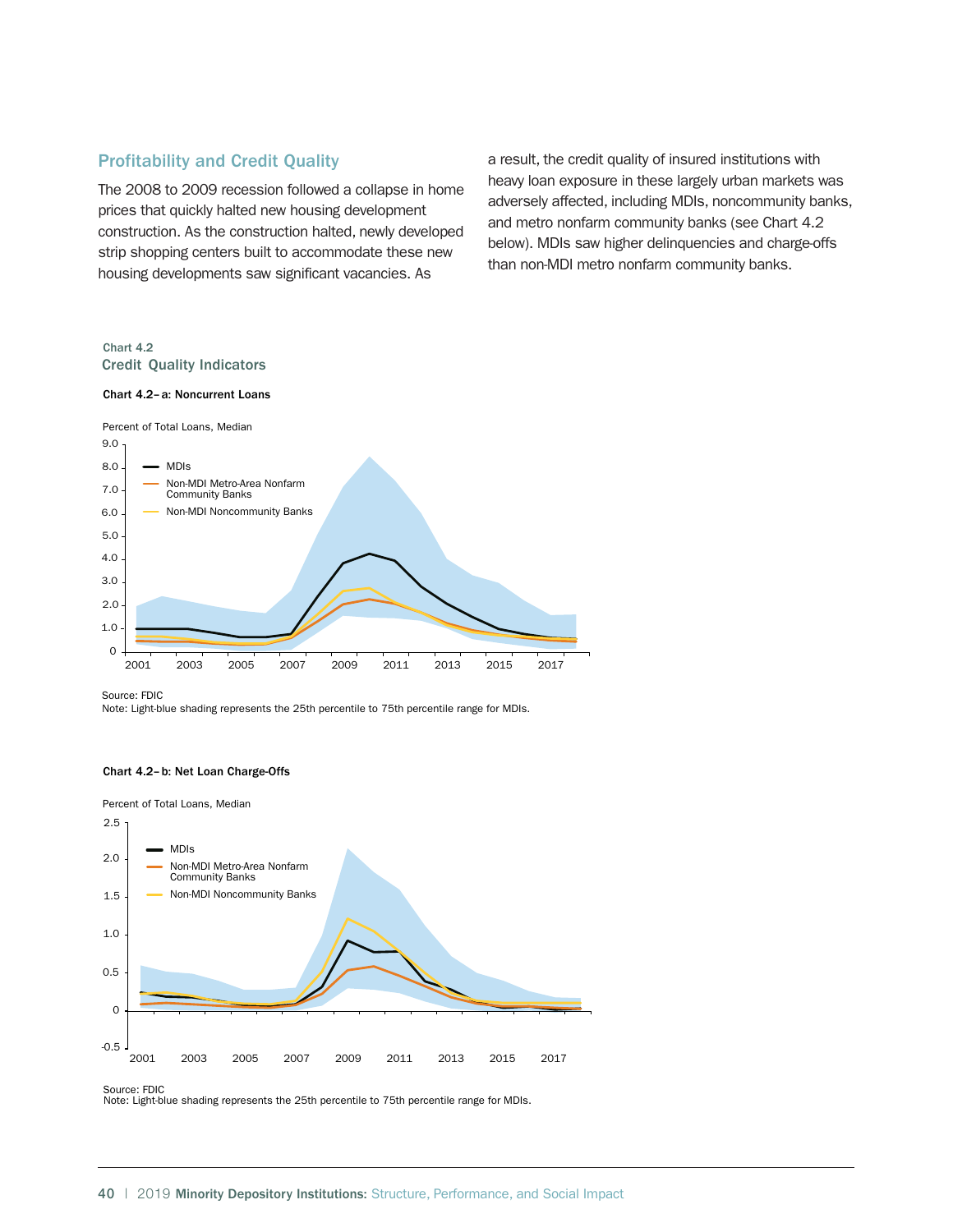## Profitability and Credit Quality

The 2008 to 2009 recession followed a collapse in home prices that quickly halted new housing development construction. As the construction halted, newly developed strip shopping centers built to accommodate these new housing developments saw significant vacancies. As a result, the credit quality of insured institutions with heavy loan exposure in these largely urban markets was adversely affected, including MDIs, noncommunity banks, and metro nonfarm community banks (see Chart 4.2 below). MDIs saw higher delinquencies and charge-offs than non-MDI metro nonfarm community banks.

Chart 4.2

**Credit Quality Indicators**

**Chart 4.2–a: Noncurrent Loans**

Percent of Total Loans, Median

9.0
8.0
7.0
6.0
5.0
4.0
3.0
2.0
1.0
0

2001 2003 2005 2007 2009 2011 2013 2015 2017

MDIs
Non-MDI Metro-Area Nonfarm Community Banks
Non-MDI Noncommunity Banks

Source: FDIC
Note: Light-blue shading represents the 25th percentile to 75th percentile range for MDIs.

**Chart 4.2–b: Net Loan Charge-Offs**

Percent of Total Loans, Median

2.5
2.0
1.5
1.0
0.5
0
-0.5

2001 2003 2005 2007 2009 2011 2013 2015 2017

MDIs
Non-MDI Metro-Area Nonfarm Community Banks
Non-MDI Noncommunity Banks

Source: FDIC
Note: Light-blue shading represents the 25th percentile to 75th percentile range for MDIs.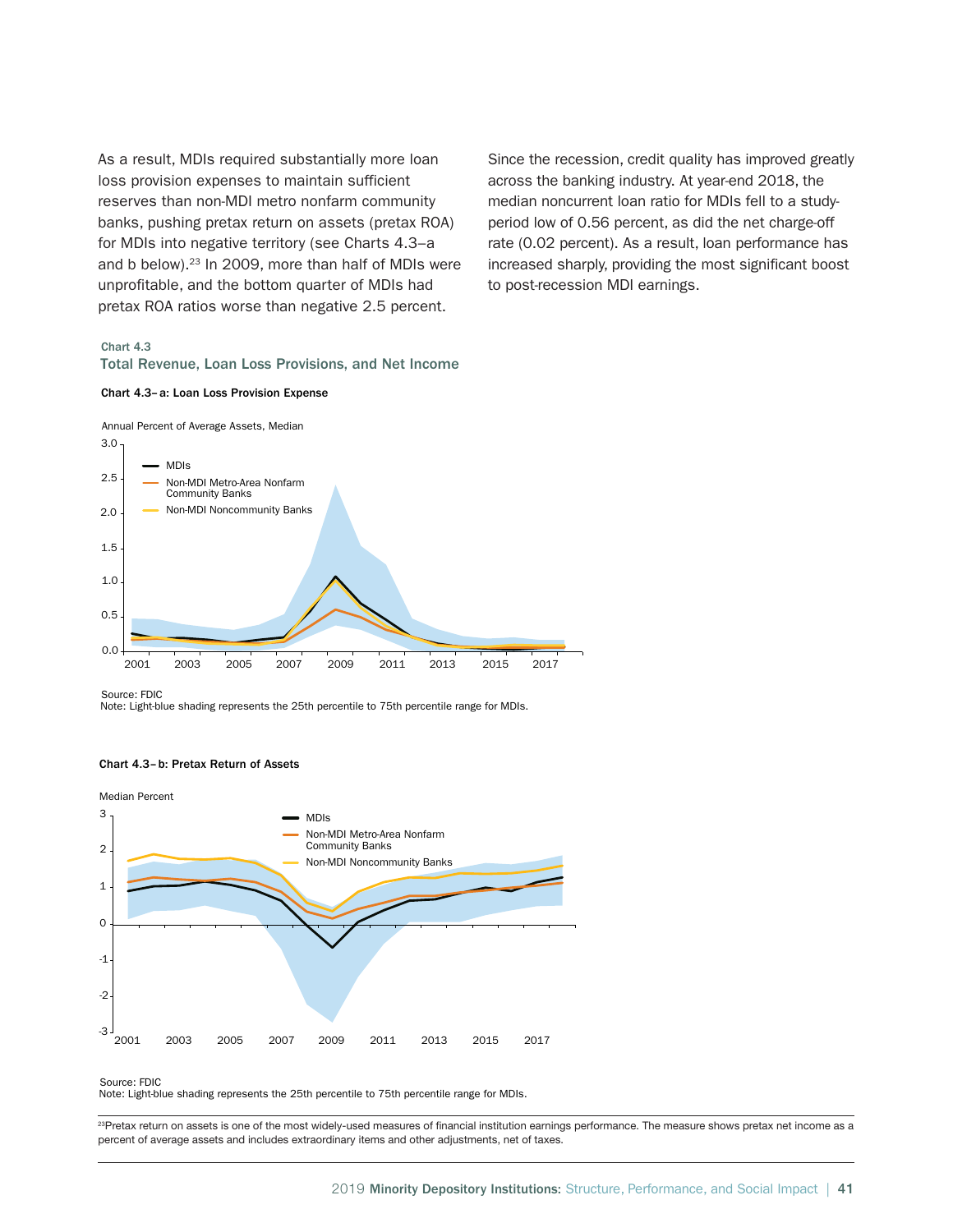As a result, MDIs required substantially more loan loss provision expenses to maintain sufficient reserves than non-MDI metro nonfarm community banks, pushing pretax return on assets (pretax ROA) for MDIs into negative territory (see Charts 4.3–a and b below).[23] In 2009, more than half of MDIs were unprofitable, and the bottom quarter of MDIs had pretax ROA ratios worse than negative 2.5 percent.

Since the recession, credit quality has improved greatly across the banking industry. At year-end 2018, the median noncurrent loan ratio for MDIs fell to a study-period low of 0.56 percent, as did the net charge-off rate (0.02 percent). As a result, loan performance has increased sharply, providing the most significant boost to post-recession MDI earnings.

Chart 4.3

**Total Revenue, Loan Loss Provisions, and Net Income**

**Chart 4.3– a: Loan Loss Provision Expense**

Annual Percent of Average Assets, Median

3.0
2.5
2.0
1.5
1.0
0.5
0.0

2001 2003 2005 2007 2009 2011 2013 2015 2017

MDIs
Non-MDI Metro-Area Nonfarm Community Banks
Non-MDI Noncommunity Banks

Source: FDIC
Note: Light-blue shading represents the 25th percentile to 75th percentile range for MDIs.

**Chart 4.3– b: Pretax Return of Assets**

Median Percent

3
2
1
0
-1
-2
-3

2001 2003 2005 2007 2009 2011 2013 2015 2017

MDIs
Non-MDI Metro-Area Nonfarm Community Banks
Non-MDI Noncommunity Banks

Source: FDIC
Note: Light-blue shading represents the 25th percentile to 75th percentile range for MDIs.

[23]Pretax return on assets is one of the most widely-used measures of financial institution earnings performance. The measure shows pretax net income as a percent of average assets and includes extraordinary items and other adjustments, net of taxes.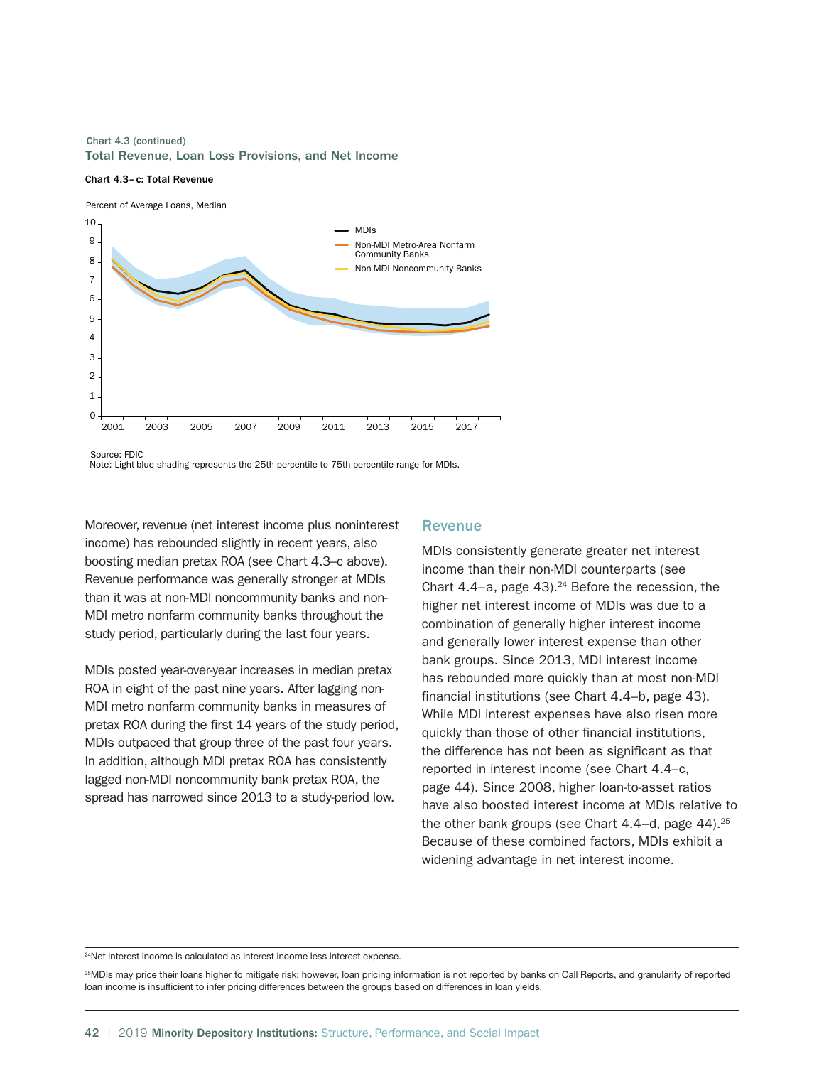Chart 4.3 (continued)

**Total Revenue, Loan Loss Provisions, and Net Income**

**Chart 4.3–c: Total Revenue**

Percent of Average Loans, Median

10
9
8
7
6
5
4
3
2
1
0

2001 2003 2005 2007 2009 2011 2013 2015 2017

MDIs
Non-MDI Metro-Area Nonfarm Community Banks
Non-MDI Noncommunity Banks

Source: FDIC
Note: Light-blue shading represents the 25th percentile to 75th percentile range for MDIs.

Moreover, revenue (net interest income plus noninterest income) has rebounded slightly in recent years, also boosting median pretax ROA (see Chart 4.3–c above). Revenue performance was generally stronger at MDIs than it was at non-MDI noncommunity banks and non-MDI metro nonfarm community banks throughout the study period, particularly during the last four years.

MDIs posted year-over-year increases in median pretax ROA in eight of the past nine years. After lagging non-MDI metro nonfarm community banks in measures of pretax ROA during the first 14 years of the study period, MDIs outpaced that group three of the past four years. In addition, although MDI pretax ROA has consistently lagged non-MDI noncommunity bank pretax ROA, the spread has narrowed since 2013 to a study-period low.

## Revenue

MDIs consistently generate greater net interest income than their non-MDI counterparts (see Chart 4.4–a, page 43).[24] Before the recession, the higher net interest income of MDIs was due to a combination of generally higher interest income and generally lower interest expense than other bank groups. Since 2013, MDI interest income has rebounded more quickly than at most non-MDI financial institutions (see Chart 4.4–b, page 43). While MDI interest expenses have also risen more quickly than those of other financial institutions, the difference has not been as significant as that reported in interest income (see Chart 4.4–c, page 44). Since 2008, higher loan-to-asset ratios have also boosted interest income at MDIs relative to the other bank groups (see Chart 4.4–d, page 44).[25] Because of these combined factors, MDIs exhibit a widening advantage in net interest income.

---

[24]Net interest income is calculated as interest income less interest expense.

[25]MDIs may price their loans higher to mitigate risk; however, loan pricing information is not reported by banks on Call Reports, and granularity of reported loan income is insufficient to infer pricing differences between the groups based on differences in loan yields.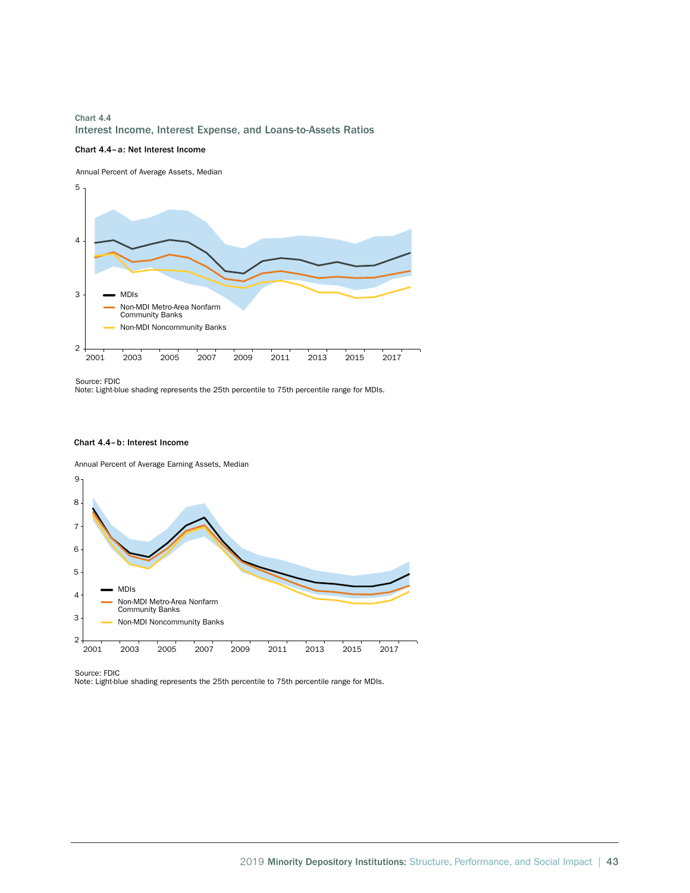Chart 4.4

## Interest Income, Interest Expense, and Loans-to-Assets Ratios

### Chart 4.4– a: Net Interest Income

Annual Percent of Average Assets, Median

5
4
3
2

2001 2003 2005 2007 2009 2011 2013 2015 2017

MDIs
Non-MDI Metro-Area Nonfarm Community Banks
Non-MDI Noncommunity Banks

Source: FDIC
Note: Light-blue shading represents the 25th percentile to 75th percentile range for MDIs.

### Chart 4.4– b: Interest Income

Annual Percent of Average Earning Assets, Median

9
8
7
6
5
4
3
2

2001 2003 2005 2007 2009 2011 2013 2015 2017

MDIs
Non-MDI Metro-Area Nonfarm Community Banks
Non-MDI Noncommunity Banks

Source: FDIC
Note: Light-blue shading represents the 25th percentile to 75th percentile range for MDIs.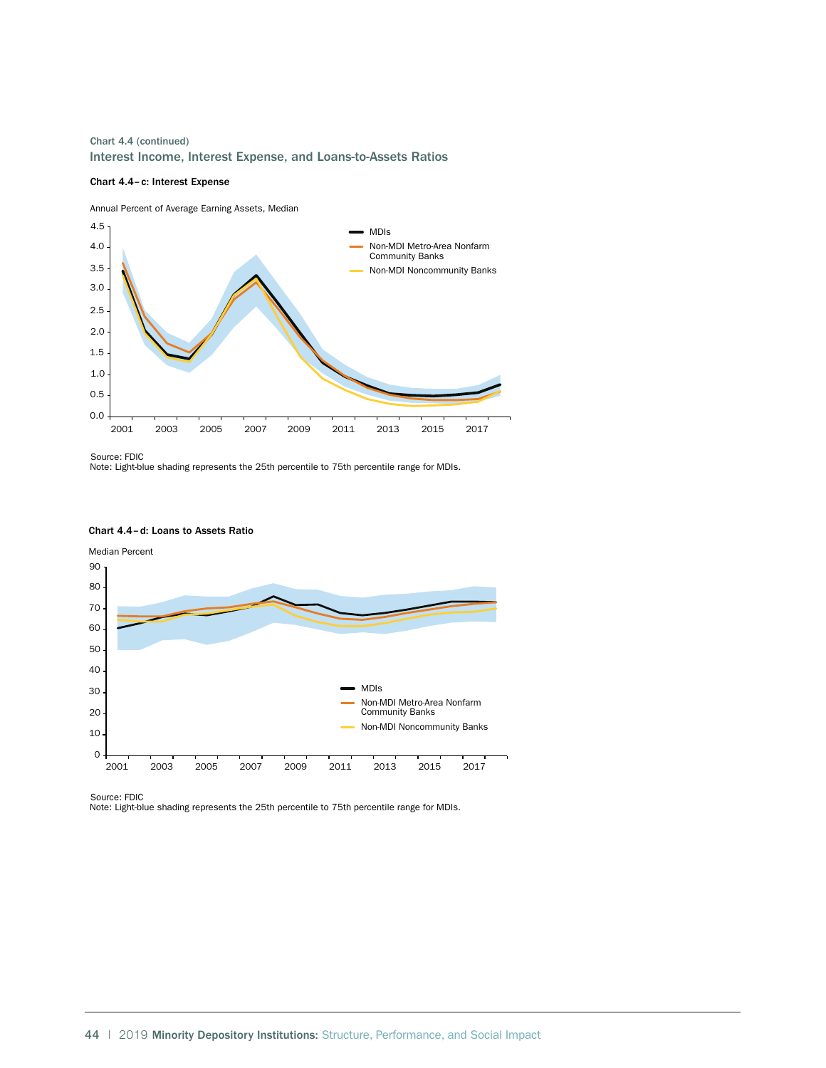Chart 4.4 (continued)

## Interest Income, Interest Expense, and Loans-to-Assets Ratios

**Chart 4.4–c: Interest Expense**

Annual Percent of Average Earning Assets, Median

Source: FDIC
Note: Light-blue shading represents the 25th percentile to 75th percentile range for MDIs.

**Chart 4.4–d: Loans to Assets Ratio**

Median Percent

Source: FDIC
Note: Light-blue shading represents the 25th percentile to 75th percentile range for MDIs.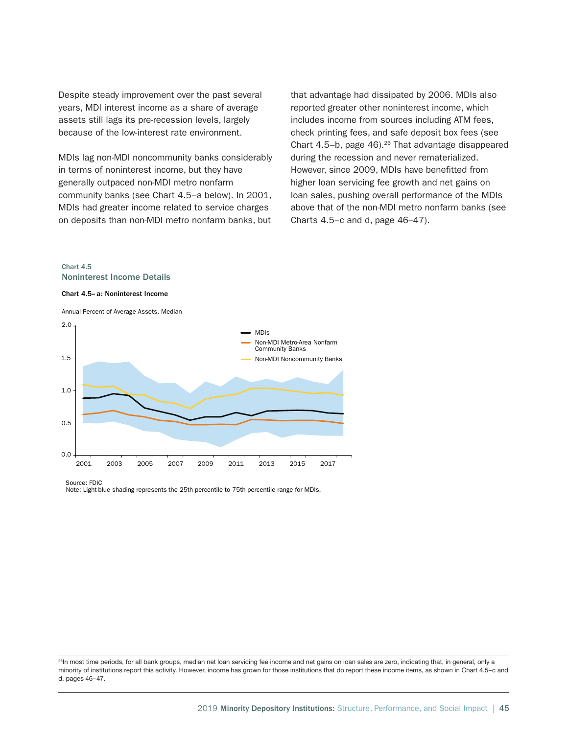Despite steady improvement over the past several years, MDI interest income as a share of average assets still lags its pre-recession levels, largely because of the low-interest rate environment.

MDIs lag non-MDI noncommunity banks considerably in terms of noninterest income, but they have generally outpaced non-MDI metro nonfarm community banks (see Chart 4.5–a below). In 2001, MDIs had greater income related to service charges on deposits than non-MDI metro nonfarm banks, but that advantage had dissipated by 2006. MDIs also reported greater other noninterest income, which includes income from sources including ATM fees, check printing fees, and safe deposit box fees (see Chart 4.5–b, page 46).[26] That advantage disappeared during the recession and never rematerialized. However, since 2009, MDIs have benefitted from higher loan servicing fee growth and net gains on loan sales, pushing overall performance of the MDIs above that of the non-MDI metro nonfarm banks (see Charts 4.5–c and d, page 46–47).

**Chart 4.5**
**Noninterest Income Details**

**Chart 4.5– a: Noninterest Income**

Annual Percent of Average Assets, Median

2.0
1.5
1.0
0.5
0.0

2001
2003
2005
2007
2009
2011
2013
2015
2017

MDIs
Non-MDI Metro-Area Nonfarm Community Banks
Non-MDI Noncommunity Banks

Source: FDIC
Note: Light-blue shading represents the 25th percentile to 75th percentile range for MDIs.

[26]In most time periods, for all bank groups, median net loan servicing fee income and net gains on loan sales are zero, indicating that, in general, only a minority of institutions report this activity. However, income has grown for those institutions that do report these income items, as shown in Chart 4.5–c and d, pages 46–47.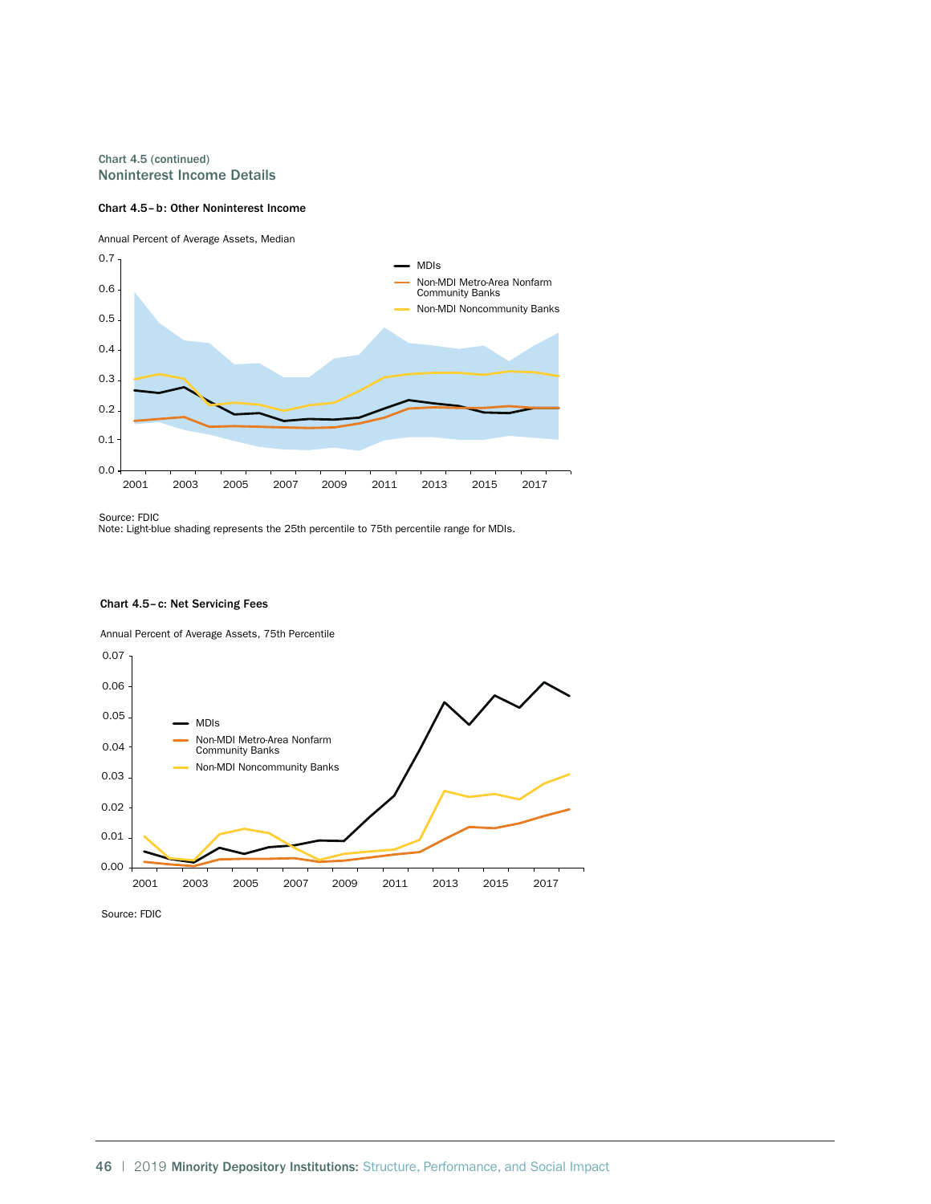Chart 4.5 (continued)

## Noninterest Income Details

### Chart 4.5– b: Other Noninterest Income

Annual Percent of Average Assets, Median

0.7
0.6
0.5
0.4
0.3
0.2
0.1
0.0

2001 2003 2005 2007 2009 2011 2013 2015 2017

MDIs
Non-MDI Metro-Area Nonfarm Community Banks
Non-MDI Noncommunity Banks

Source: FDIC
Note: Light-blue shading represents the 25th percentile to 75th percentile range for MDIs.

### Chart 4.5– c: Net Servicing Fees

Annual Percent of Average Assets, 75th Percentile

0.07
0.06
0.05
0.04
0.03
0.02
0.01
0.00

2001 2003 2005 2007 2009 2011 2013 2015 2017

MDIs
Non-MDI Metro-Area Nonfarm Community Banks
Non-MDI Noncommunity Banks

Source: FDIC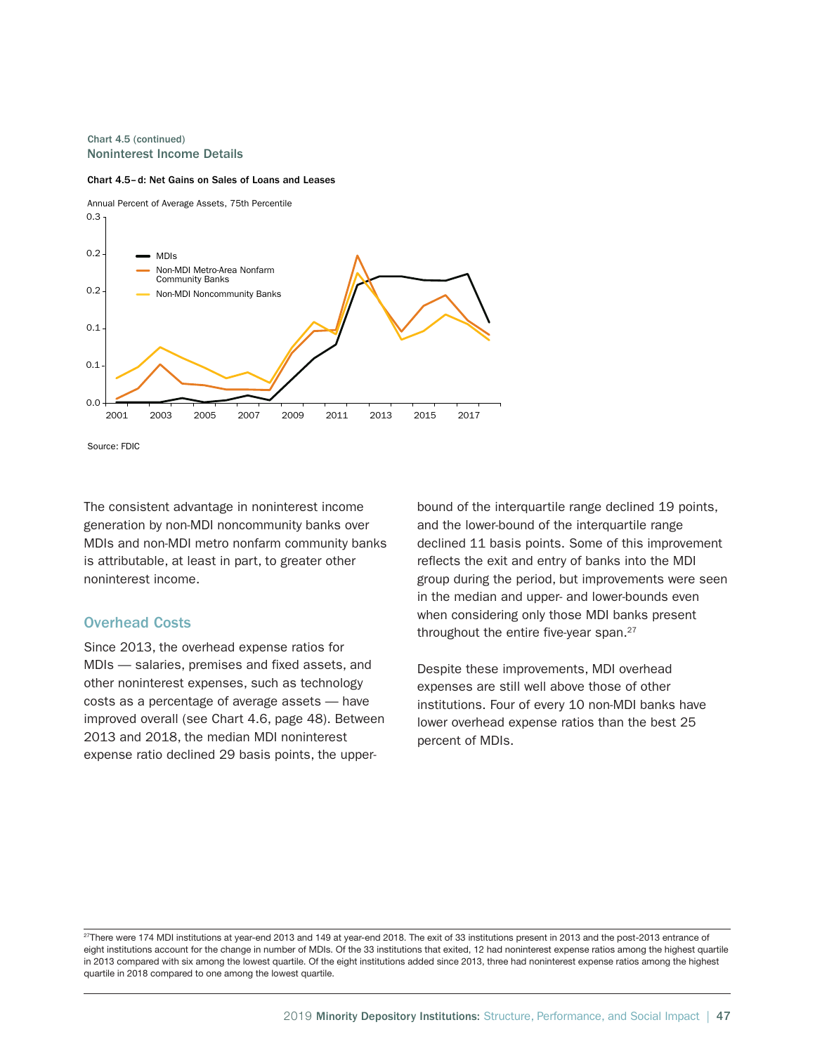Chart 4.5 (continued)

**Noninterest Income Details**

**Chart 4.5– d: Net Gains on Sales of Loans and Leases**

Annual Percent of Average Assets, 75th Percentile

0.3
0.2
0.2
0.1
0.1
0.0

2001 2003 2005 2007 2009 2011 2013 2015 2017

MDIs
Non-MDI Metro-Area Nonfarm Community Banks
Non-MDI Noncommunity Banks

Source: FDIC

The consistent advantage in noninterest income generation by non-MDI noncommunity banks over MDIs and non-MDI metro nonfarm community banks is attributable, at least in part, to greater other noninterest income.

## Overhead Costs

Since 2013, the overhead expense ratios for MDIs — salaries, premises and fixed assets, and other noninterest expenses, such as technology costs as a percentage of average assets — have improved overall (see Chart 4.6, page 48). Between 2013 and 2018, the median MDI noninterest expense ratio declined 29 basis points, the upper-bound of the interquartile range declined 19 points, and the lower-bound of the interquartile range declined 11 basis points. Some of this improvement reflects the exit and entry of banks into the MDI group during the period, but improvements were seen in the median and upper- and lower-bounds even when considering only those MDI banks present throughout the entire five-year span.[27]

Despite these improvements, MDI overhead expenses are still well above those of other institutions. Four of every 10 non-MDI banks have lower overhead expense ratios than the best 25 percent of MDIs.

[27]There were 174 MDI institutions at year-end 2013 and 149 at year-end 2018. The exit of 33 institutions present in 2013 and the post-2013 entrance of eight institutions account for the change in number of MDIs. Of the 33 institutions that exited, 12 had noninterest expense ratios among the highest quartile in 2013 compared with six among the lowest quartile. Of the eight institutions added since 2013, three had noninterest expense ratios among the highest quartile in 2018 compared to one among the lowest quartile.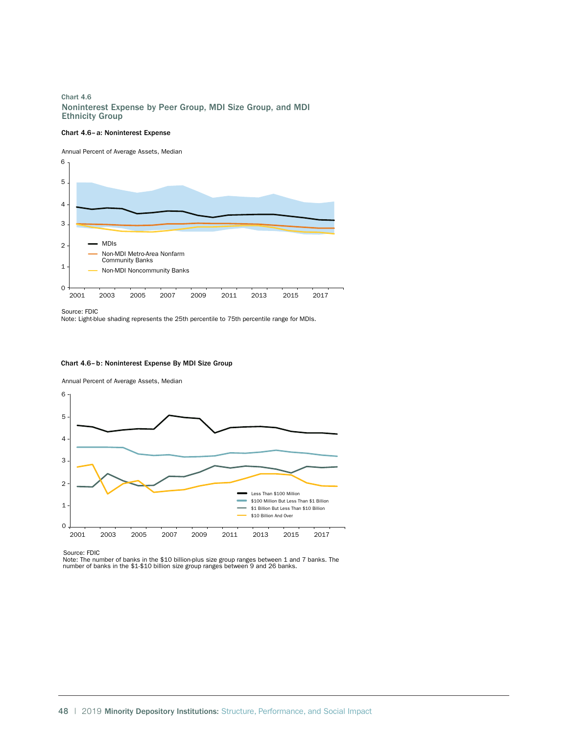Chart 4.6

## Noninterest Expense by Peer Group, MDI Size Group, and MDI Ethnicity Group

### Chart 4.6– a: Noninterest Expense

Annual Percent of Average Assets, Median

6
5
4
3
2
1
0

2001 2003 2005 2007 2009 2011 2013 2015 2017

MDIs
Non-MDI Metro-Area Nonfarm Community Banks
Non-MDI Noncommunity Banks

Source: FDIC
Note: Light-blue shading represents the 25th percentile to 75th percentile range for MDIs.

### Chart 4.6– b: Noninterest Expense By MDI Size Group

Annual Percent of Average Assets, Median

6
5
4
3
2
1
0

2001 2003 2005 2007 2009 2011 2013 2015 2017

Less Than $100 Million
$100 Million But Less Than $1 Billion
$1 Billion But Less Than $10 Billion
$10 Billion And Over

Source: FDIC
Note: The number of banks in the $10 billion-plus size group ranges between 1 and 7 banks. The number of banks in the $1-$10 billion size group ranges between 9 and 26 banks.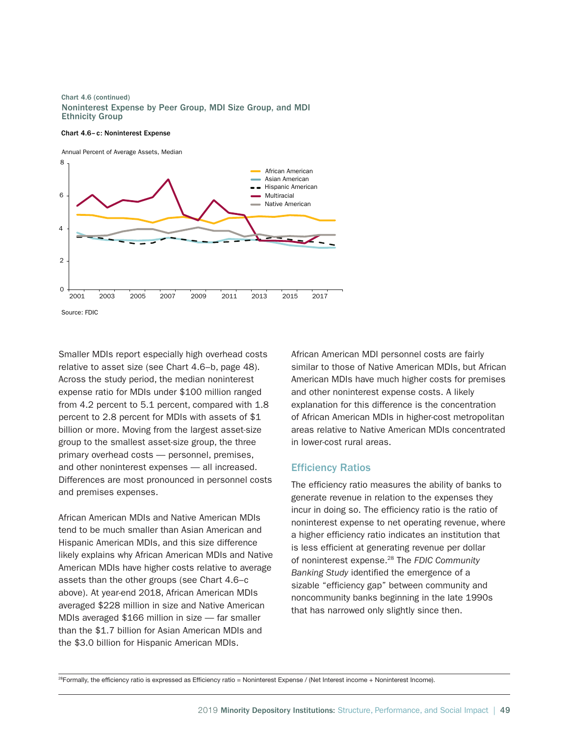Chart 4.6 (continued)

**Nonintererest Expense by Peer Group, MDI Size Group, and MDI Ethnicity Group**

**Chart 4.6–c: Noninterest Expense**

Annual Percent of Average Assets, Median

Source: FDIC

Smaller MDIs report especially high overhead costs relative to asset size (see Chart 4.6–b, page 48). Across the study period, the median noninterest expense ratio for MDIs under $100 million ranged from 4.2 percent to 5.1 percent, compared with 1.8 percent to 2.8 percent for MDIs with assets of $1 billion or more. Moving from the largest asset-size group to the smallest asset-size group, the three primary overhead costs — personnel, premises, and other noninterest expenses — all increased. Differences are most pronounced in personnel costs and premises expenses.

African American MDIs and Native American MDIs tend to be much smaller than Asian American and Hispanic American MDIs, and this size difference likely explains why African American MDIs and Native American MDIs have higher costs relative to average assets than the other groups (see Chart 4.6–c above). At year-end 2018, African American MDIs averaged $228 million in size and Native American MDIs averaged $166 million in size — far smaller than the $1.7 billion for Asian American MDIs and the $3.0 billion for Hispanic American MDIs.

African American MDI personnel costs are fairly similar to those of Native American MDIs, but African American MDIs have much higher costs for premises and other noninterest expense costs. A likely explanation for this difference is the concentration of African American MDIs in higher-cost metropolitan areas relative to Native American MDIs concentrated in lower-cost rural areas.

## Efficiency Ratios

The efficiency ratio measures the ability of banks to generate revenue in relation to the expenses they incur in doing so. The efficiency ratio is the ratio of noninterest expense to net operating revenue, where a higher efficiency ratio indicates an institution that is less efficient at generating revenue per dollar of noninterest expense.[28] The *FDIC Community Banking Study* identified the emergence of a sizable "efficiency gap" between community and noncommunity banks beginning in the late 1990s that has narrowed only slightly since then.

[28]Formally, the efficiency ratio is expressed as Efficiency ratio = Noninterest Expense / (Net Interest income + Noninterest Income).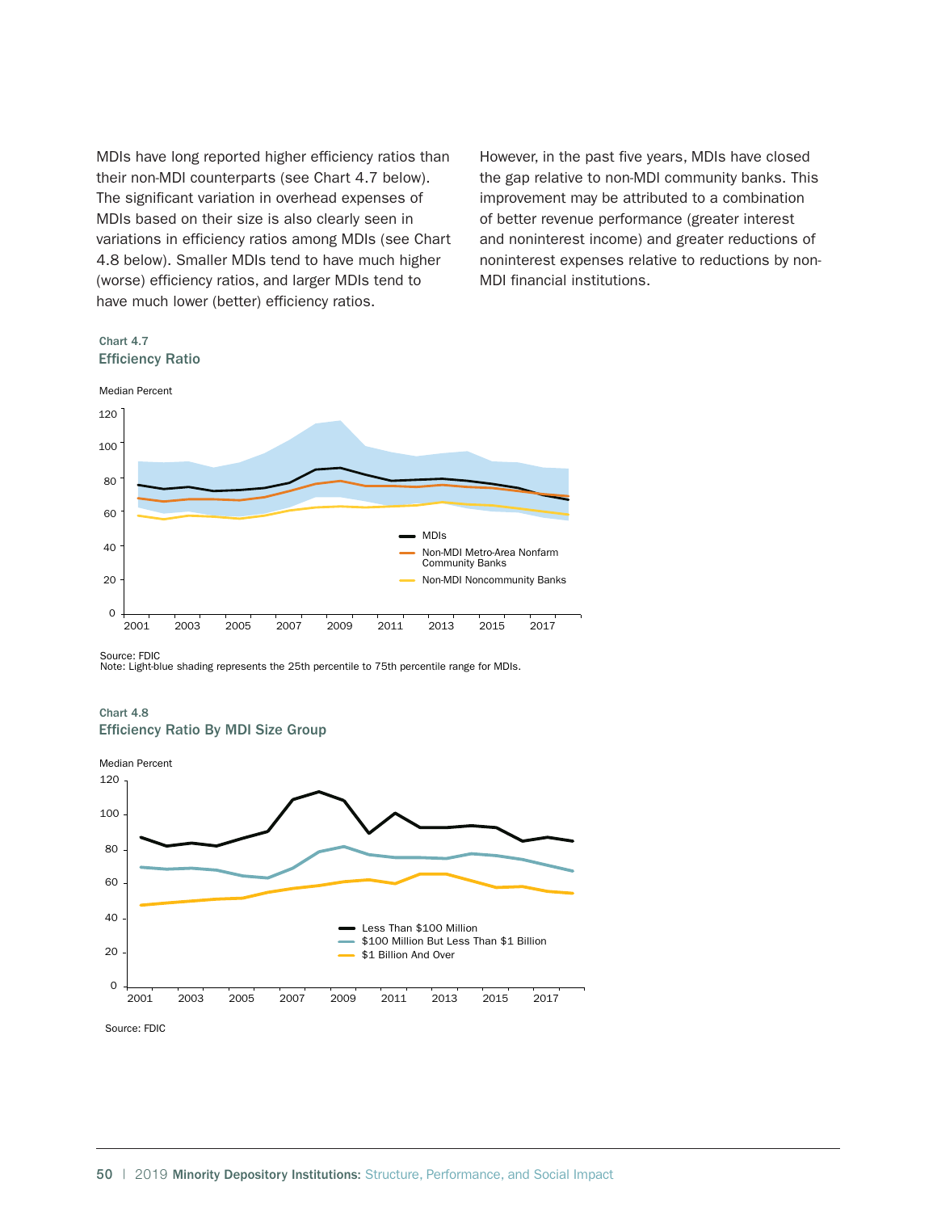MDIs have long reported higher efficiency ratios than their non-MDI counterparts (see Chart 4.7 below). The significant variation in overhead expenses of MDIs based on their size is also clearly seen in variations in efficiency ratios among MDIs (see Chart 4.8 below). Smaller MDIs tend to have much higher (worse) efficiency ratios, and larger MDIs tend to have much lower (better) efficiency ratios.

However, in the past five years, MDIs have closed the gap relative to non-MDI community banks. This improvement may be attributed to a combination of better revenue performance (greater interest and noninterest income) and greater reductions of noninterest expenses relative to reductions by non-MDI financial institutions.

**Chart 4.7**

**Efficiency Ratio**

Median Percent

120
100
80
60
40
20
0

2001 2003 2005 2007 2009 2011 2013 2015 2017

MDIs
Non-MDI Metro-Area Nonfarm Community Banks
Non-MDI Noncommunity Banks

Source: FDIC
Note: Light-blue shading represents the 25th percentile to 75th percentile range for MDIs.

**Chart 4.8**

**Efficiency Ratio By MDI Size Group**

Median Percent

120
100
80
60
40
20
0

2001 2003 2005 2007 2009 2011 2013 2015 2017

Less Than $100 Million
$100 Million But Less Than $1 Billion
$1 Billion And Over

Source: FDIC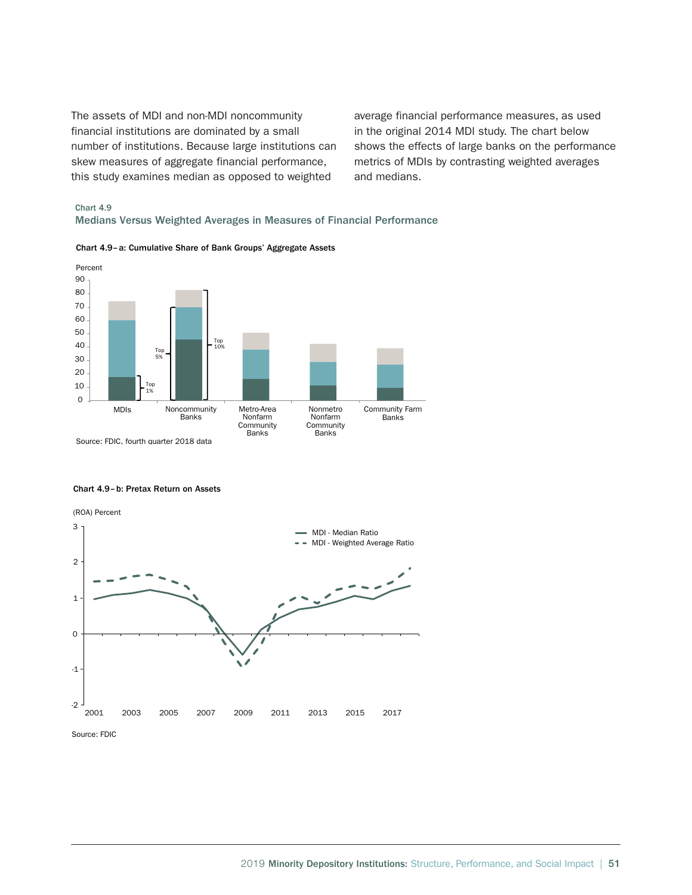The assets of MDI and non-MDI noncommunity financial institutions are dominated by a small number of institutions. Because large institutions can skew measures of aggregate financial performance, this study examines median as opposed to weighted average financial performance measures, as used in the original 2014 MDI study. The chart below shows the effects of large banks on the performance metrics of MDIs by contrasting weighted averages and medians.

**Chart 4.9**

**Medians Versus Weighted Averages in Measures of Financial Performance**

**Chart 4.9–a: Cumulative Share of Bank Groups' Aggregate Assets**

Percent

90
80
70
60
50
40
30
20
10
0

Top 1%
Top 5%
Top 10%

MDIs
Noncommunity Banks
Metro-Area Nonfarm Community Banks
Nonmetro Nonfarm Community Banks
Community Farm Banks

Source: FDIC, fourth quarter 2018 data

**Chart 4.9–b: Pretax Return on Assets**

(ROA) Percent

3
2
1
0
-1
-2

MDI - Median Ratio
MDI - Weighted Average Ratio

2001
2003
2005
2007
2009
2011
2013
2015
2017

Source: FDIC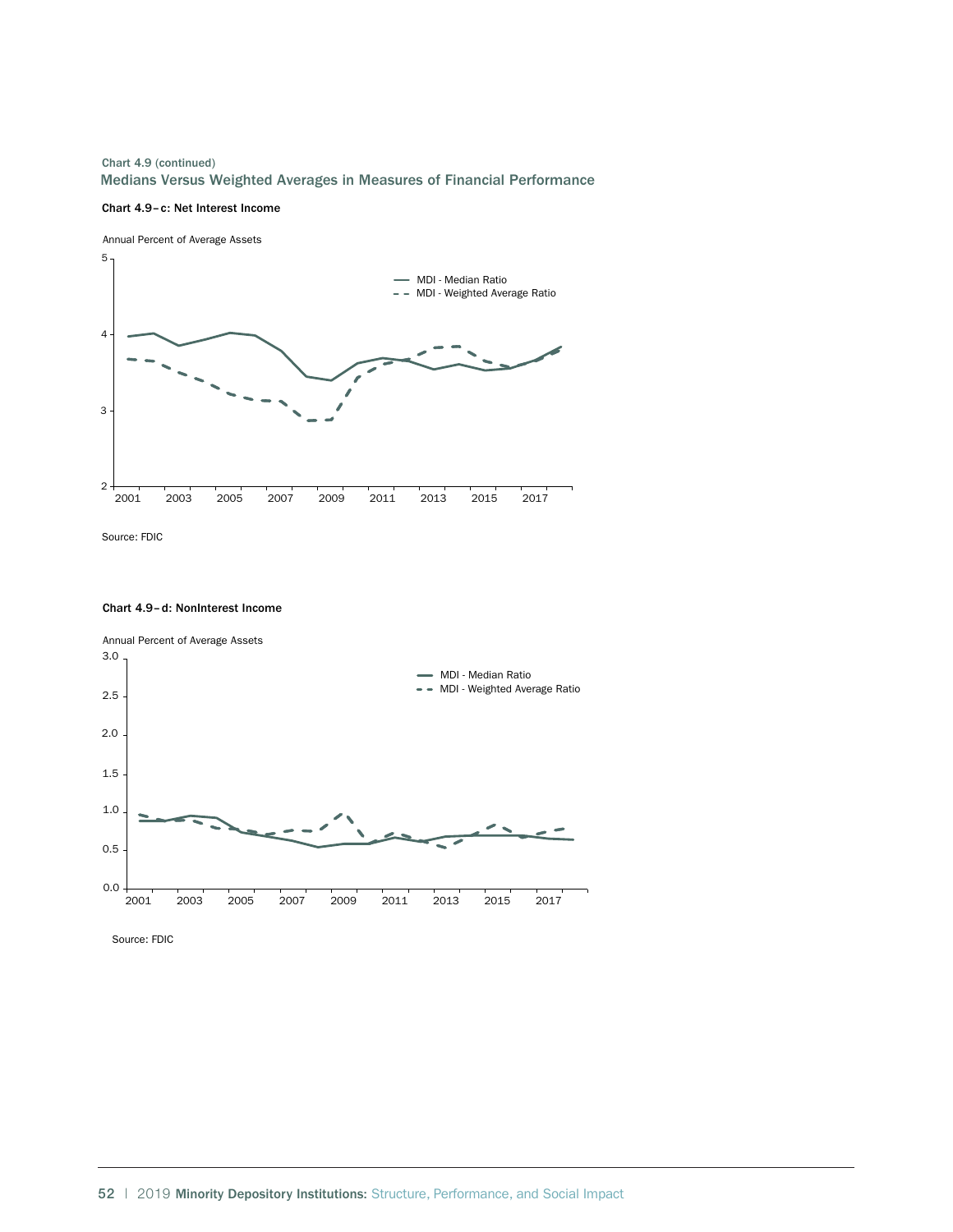Chart 4.9 (continued)

## Medians Versus Weighted Averages in Measures of Financial Performance

**Chart 4.9– c: Net Interest Income**

Annual Percent of Average Assets

5
4
3
2

2001 2003 2005 2007 2009 2011 2013 2015 2017

MDI - Median Ratio
MDI - Weighted Average Ratio

Source: FDIC

**Chart 4.9– d: NonInterest Income**

Annual Percent of Average Assets

3.0
2.5
2.0
1.5
1.0
0.5
0.0

2001 2003 2005 2007 2009 2011 2013 2015 2017

MDI - Median Ratio
MDI - Weighted Average Ratio

Source: FDIC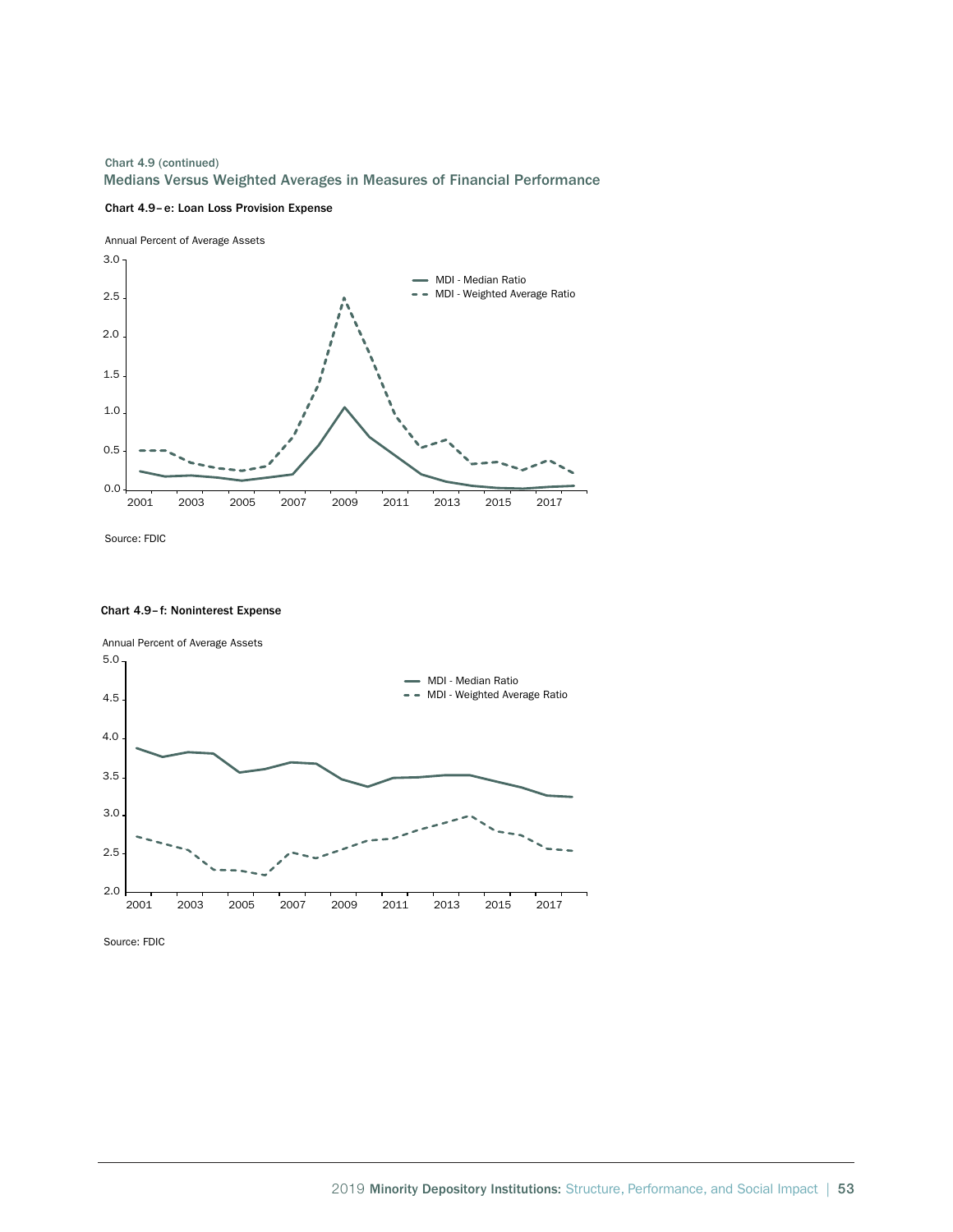Chart 4.9 (continued)

## Medians Versus Weighted Averages in Measures of Financial Performance

**Chart 4.9–e: Loan Loss Provision Expense**

Annual Percent of Average Assets

3.0
2.5
2.0
1.5
1.0
0.5
0.0

2001 2003 2005 2007 2009 2011 2013 2015 2017

MDI - Median Ratio
MDI - Weighted Average Ratio

Source: FDIC

**Chart 4.9–f: Noninterest Expense**

Annual Percent of Average Assets

5.0
4.5
4.0
3.5
3.0
2.5
2.0

2001 2003 2005 2007 2009 2011 2013 2015 2017

MDI - Median Ratio
MDI - Weighted Average Ratio

Source: FDIC